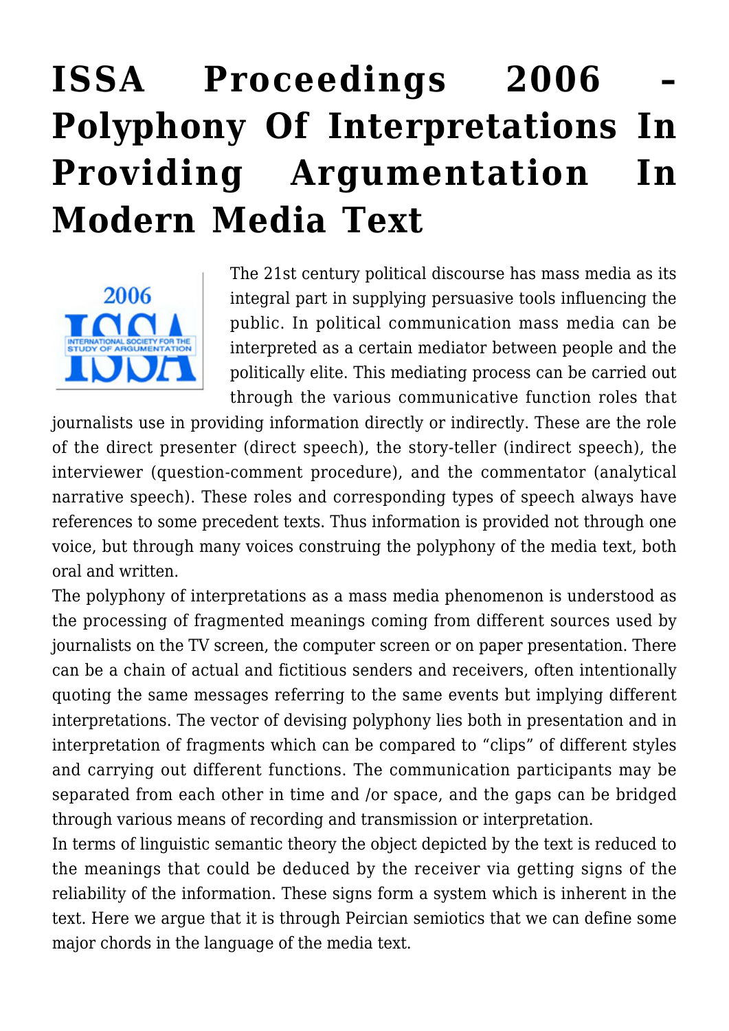# ISSA Proceedings 2006 – Polyphony Of Interpretations In Providing Argumentation In Modern Media Text

The 21st century political discourse has mass media as its integral part in supplying persuasive tools influencing the public. In political communication mass media can be interpreted as a certain mediator between people and the politically elite. This mediating process can be carried out through the various communicative function roles that journalists use in providing information directly or indirectly. These are the role of the direct presenter (direct speech), the story-teller (indirect speech), the interviewer (question-comment procedure), and the commentator (analytical narrative speech). These roles and corresponding types of speech always have references to some precedent texts. Thus information is provided not through one voice, but through many voices construing the polyphony of the media text, both oral and written.

The polyphony of interpretations as a mass media phenomenon is understood as the processing of fragmented meanings coming from different sources used by journalists on the TV screen, the computer screen or on paper presentation. There can be a chain of actual and fictitious senders and receivers, often intentionally quoting the same messages referring to the same events but implying different interpretations. The vector of devising polyphony lies both in presentation and in interpretation of fragments which can be compared to "clips" of different styles and carrying out different functions. The communication participants may be separated from each other in time and /or space, and the gaps can be bridged through various means of recording and transmission or interpretation.

In terms of linguistic semantic theory the object depicted by the text is reduced to the meanings that could be deduced by the receiver via getting signs of the reliability of the information. These signs form a system which is inherent in the text. Here we argue that it is through Peircian semiotics that we can define some major chords in the language of the media text.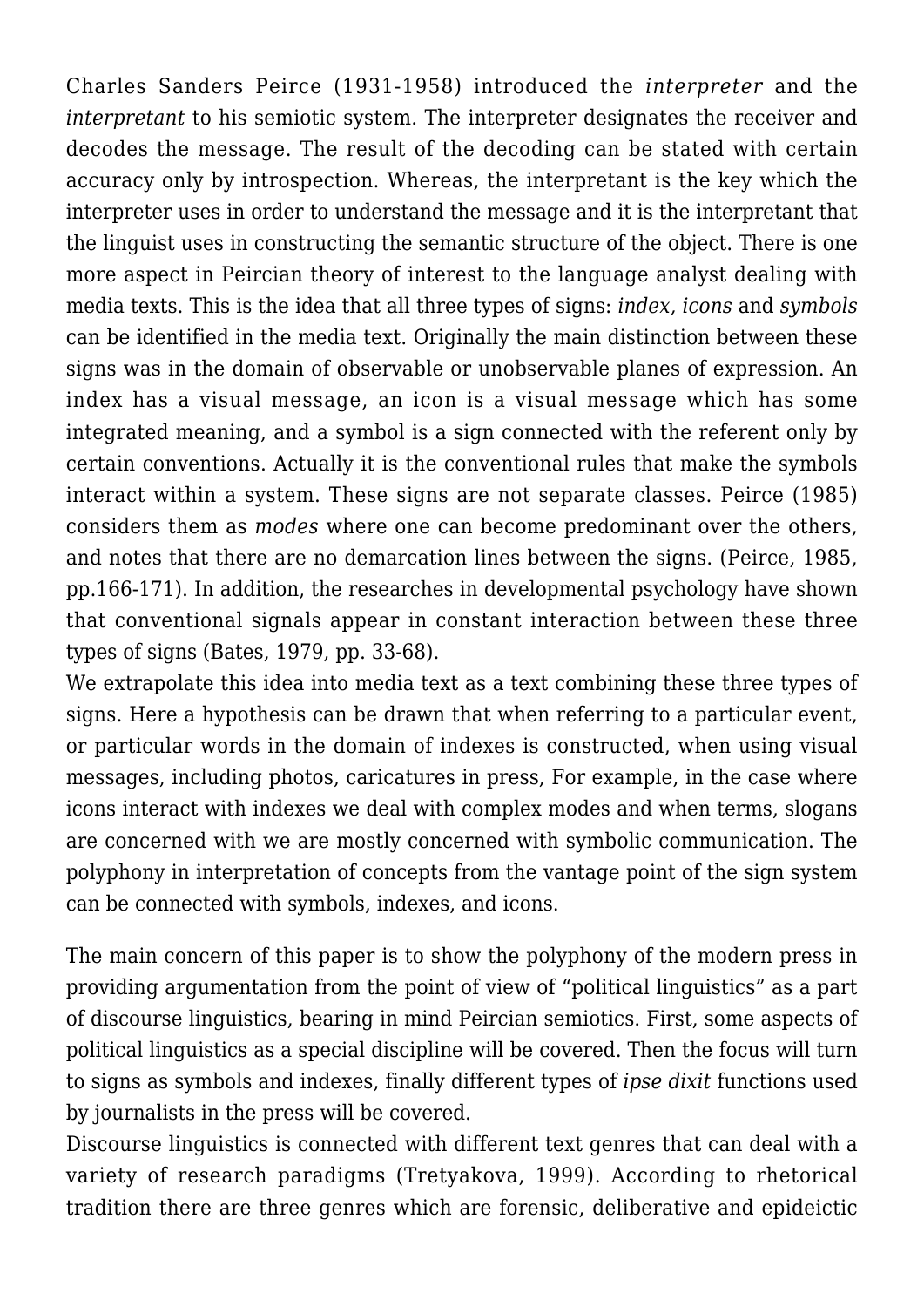Charles Sanders Peirce (1931-1958) introduced the *interpreter* and the *interpretant* to his semiotic system. The interpreter designates the receiver and decodes the message. The result of the decoding can be stated with certain accuracy only by introspection. Whereas, the interpretant is the key which the interpreter uses in order to understand the message and it is the interpretant that the linguist uses in constructing the semantic structure of the object. There is one more aspect in Peircian theory of interest to the language analyst dealing with media texts. This is the idea that all three types of signs: *index, icons* and *symbols* can be identified in the media text. Originally the main distinction between these signs was in the domain of observable or unobservable planes of expression. An index has a visual message, an icon is a visual message which has some integrated meaning, and a symbol is a sign connected with the referent only by certain conventions. Actually it is the conventional rules that make the symbols interact within a system. These signs are not separate classes. Peirce (1985) considers them as *modes* where one can become predominant over the others, and notes that there are no demarcation lines between the signs. (Peirce, 1985, pp.166-171). In addition, the researches in developmental psychology have shown that conventional signals appear in constant interaction between these three types of signs (Bates, 1979, pp. 33-68).

We extrapolate this idea into media text as a text combining these three types of signs. Here a hypothesis can be drawn that when referring to a particular event, or particular words in the domain of indexes is constructed, when using visual messages, including photos, caricatures in press, For example, in the case where icons interact with indexes we deal with complex modes and when terms, slogans are concerned with we are mostly concerned with symbolic communication. The polyphony in interpretation of concepts from the vantage point of the sign system can be connected with symbols, indexes, and icons.

The main concern of this paper is to show the polyphony of the modern press in providing argumentation from the point of view of "political linguistics" as a part of discourse linguistics, bearing in mind Peircian semiotics. First, some aspects of political linguistics as a special discipline will be covered. Then the focus will turn to signs as symbols and indexes, finally different types of *ipse dixit* functions used by journalists in the press will be covered.

Discourse linguistics is connected with different text genres that can deal with a variety of research paradigms (Tretyakova, 1999). According to rhetorical tradition there are three genres which are forensic, deliberative and epideictic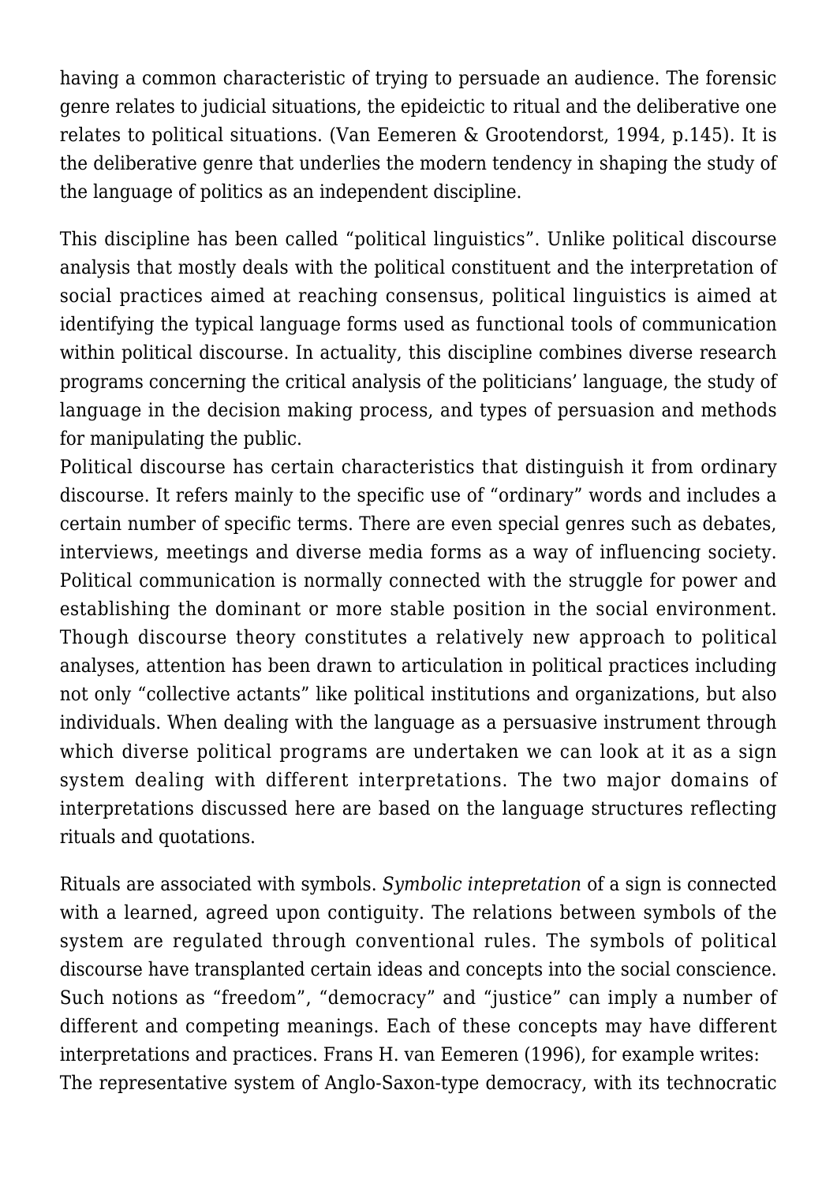having a common characteristic of trying to persuade an audience. The forensic genre relates to judicial situations, the epideictic to ritual and the deliberative one relates to political situations. (Van Eemeren & Grootendorst, 1994, p.145). It is the deliberative genre that underlies the modern tendency in shaping the study of the language of politics as an independent discipline.

This discipline has been called "political linguistics". Unlike political discourse analysis that mostly deals with the political constituent and the interpretation of social practices aimed at reaching consensus, political linguistics is aimed at identifying the typical language forms used as functional tools of communication within political discourse. In actuality, this discipline combines diverse research programs concerning the critical analysis of the politicians' language, the study of language in the decision making process, and types of persuasion and methods for manipulating the public.

Political discourse has certain characteristics that distinguish it from ordinary discourse. It refers mainly to the specific use of "ordinary" words and includes a certain number of specific terms. There are even special genres such as debates, interviews, meetings and diverse media forms as a way of influencing society. Political communication is normally connected with the struggle for power and establishing the dominant or more stable position in the social environment. Though discourse theory constitutes a relatively new approach to political analyses, attention has been drawn to articulation in political practices including not only "collective actants" like political institutions and organizations, but also individuals. When dealing with the language as a persuasive instrument through which diverse political programs are undertaken we can look at it as a sign system dealing with different interpretations. The two major domains of interpretations discussed here are based on the language structures reflecting rituals and quotations.

Rituals are associated with symbols. *Symbolic intepretation* of a sign is connected with a learned, agreed upon contiguity. The relations between symbols of the system are regulated through conventional rules. The symbols of political discourse have transplanted certain ideas and concepts into the social conscience. Such notions as "freedom", "democracy" and "justice" can imply a number of different and competing meanings. Each of these concepts may have different interpretations and practices. Frans H. van Eemeren (1996), for example writes:

The representative system of Anglo-Saxon-type democracy, with its technocratic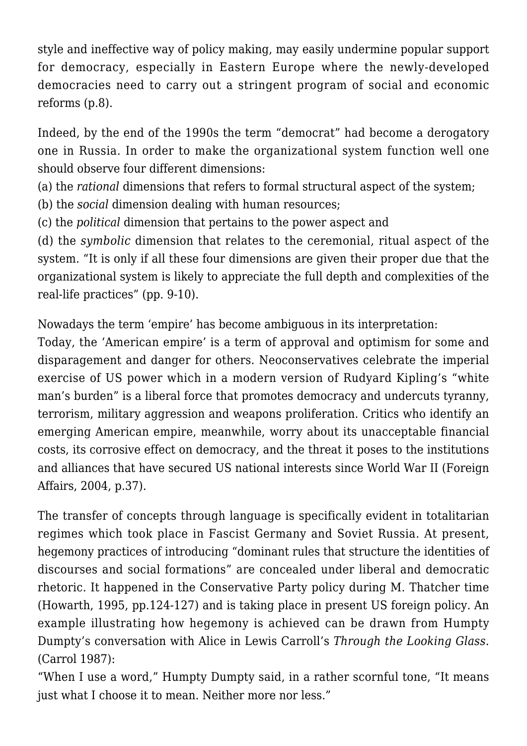style and ineffective way of policy making, may easily undermine popular support for democracy, especially in Eastern Europe where the newly-developed democracies need to carry out a stringent program of social and economic reforms (p.8).

Indeed, by the end of the 1990s the term "democrat" had become a derogatory one in Russia. In order to make the organizational system function well one should observe four different dimensions:
(a) the *rational* dimensions that refers to formal structural aspect of the system;
(b) the *social* dimension dealing with human resources;
(c) the *political* dimension that pertains to the power aspect and
(d) the *symbolic* dimension that relates to the ceremonial, ritual aspect of the system. "It is only if all these four dimensions are given their proper due that the organizational system is likely to appreciate the full depth and complexities of the real-life practices" (pp. 9-10).

Nowadays the term 'empire' has become ambiguous in its interpretation:
Today, the 'American empire' is a term of approval and optimism for some and disparagement and danger for others. Neoconservatives celebrate the imperial exercise of US power which in a modern version of Rudyard Kipling's "white man's burden" is a liberal force that promotes democracy and undercuts tyranny, terrorism, military aggression and weapons proliferation. Critics who identify an emerging American empire, meanwhile, worry about its unacceptable financial costs, its corrosive effect on democracy, and the threat it poses to the institutions and alliances that have secured US national interests since World War II (Foreign Affairs, 2004, p.37).

The transfer of concepts through language is specifically evident in totalitarian regimes which took place in Fascist Germany and Soviet Russia. At present, hegemony practices of introducing "dominant rules that structure the identities of discourses and social formations" are concealed under liberal and democratic rhetoric. It happened in the Conservative Party policy during M. Thatcher time (Howarth, 1995, pp.124-127) and is taking place in present US foreign policy. An example illustrating how hegemony is achieved can be drawn from Humpty Dumpty's conversation with Alice in Lewis Carroll's *Through the Looking Glass*. (Carrol 1987):
"When I use a word," Humpty Dumpty said, in a rather scornful tone, "It means just what I choose it to mean. Neither more nor less."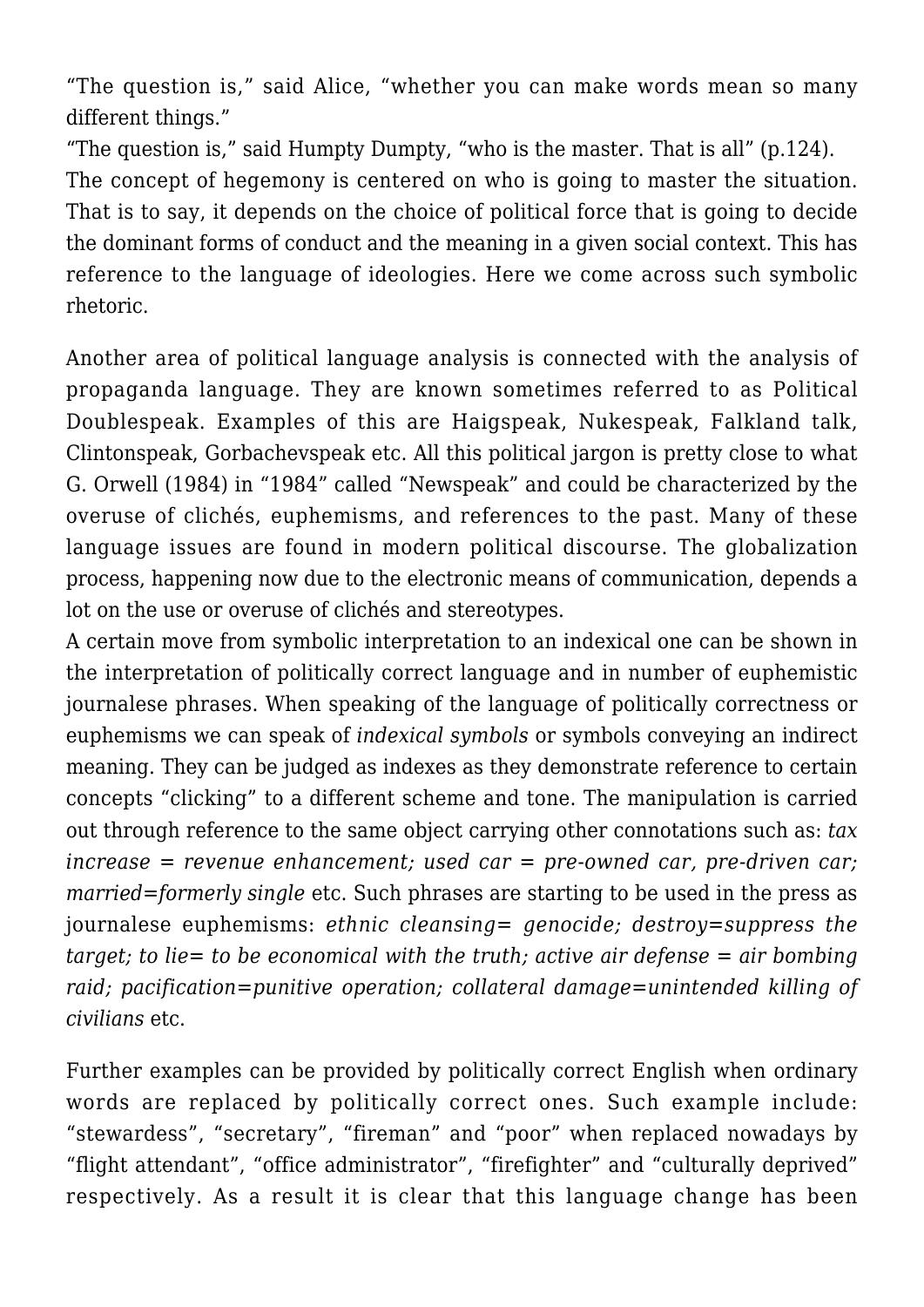"The question is," said Alice, "whether you can make words mean so many different things."

"The question is," said Humpty Dumpty, "who is the master. That is all" (p.124).

The concept of hegemony is centered on who is going to master the situation. That is to say, it depends on the choice of political force that is going to decide the dominant forms of conduct and the meaning in a given social context. This has reference to the language of ideologies. Here we come across such symbolic rhetoric.

Another area of political language analysis is connected with the analysis of propaganda language. They are known sometimes referred to as Political Doublespeak. Examples of this are Haigspeak, Nukespeak, Falkland talk, Clintonspeak, Gorbachevspeak etc. All this political jargon is pretty close to what G. Orwell (1984) in "1984" called "Newspeak" and could be characterized by the overuse of clichés, euphemisms, and references to the past. Many of these language issues are found in modern political discourse. The globalization process, happening now due to the electronic means of communication, depends a lot on the use or overuse of clichés and stereotypes.

A certain move from symbolic interpretation to an indexical one can be shown in the interpretation of politically correct language and in number of euphemistic journalese phrases. When speaking of the language of politically correctness or euphemisms we can speak of *indexical symbols* or symbols conveying an indirect meaning. They can be judged as indexes as they demonstrate reference to certain concepts "clicking" to a different scheme and tone. The manipulation is carried out through reference to the same object carrying other connotations such as: *tax increase = revenue enhancement; used car = pre-owned car, pre-driven car; married=formerly single* etc. Such phrases are starting to be used in the press as journalese euphemisms: *ethnic cleansing= genocide; destroy=suppress the target; to lie= to be economical with the truth; active air defense = air bombing raid; pacification=punitive operation; collateral damage=unintended killing of civilians* etc.

Further examples can be provided by politically correct English when ordinary words are replaced by politically correct ones. Such example include: "stewardess", "secretary", "fireman" and "poor" when replaced nowadays by "flight attendant", "office administrator", "firefighter" and "culturally deprived" respectively. As a result it is clear that this language change has been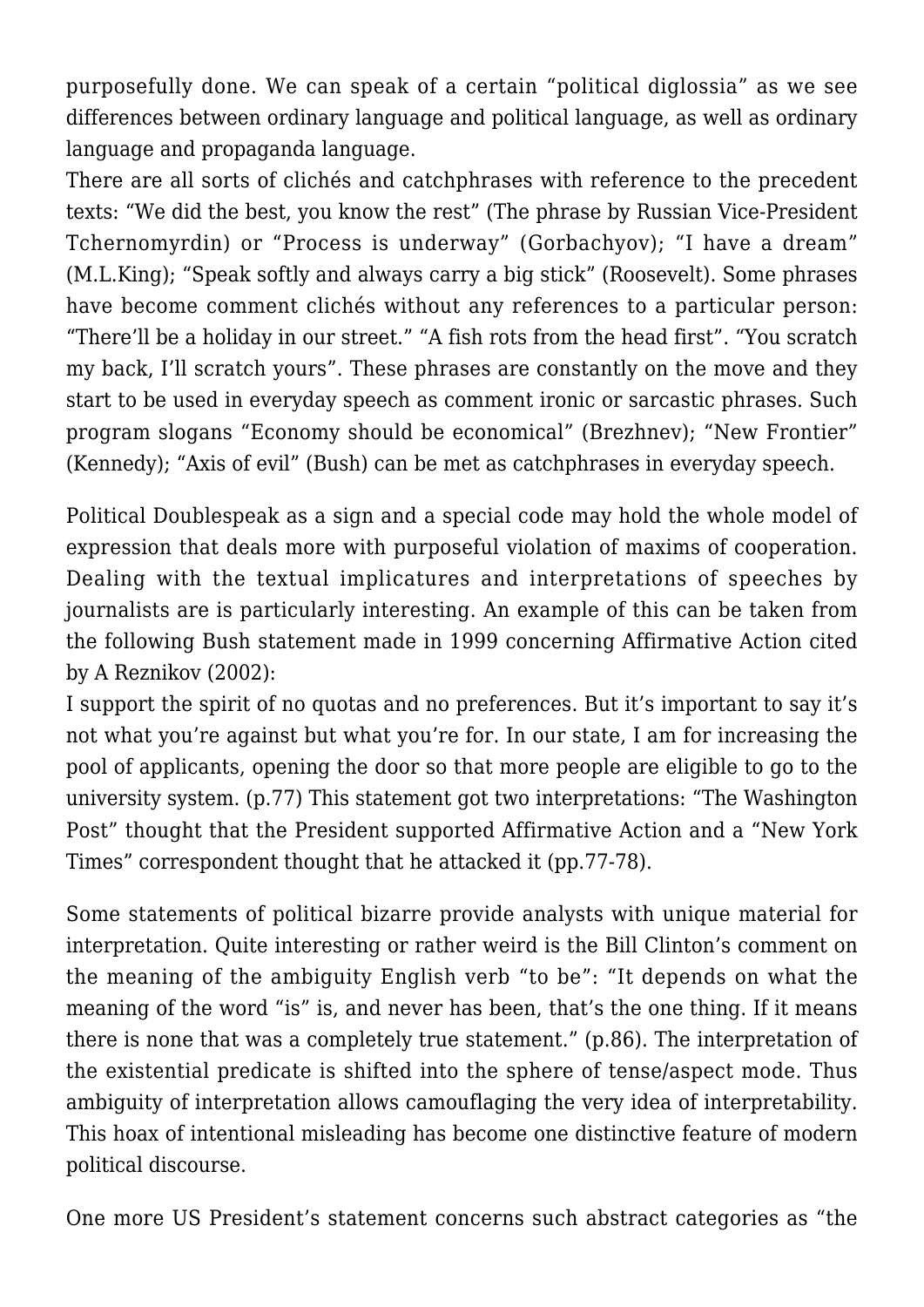purposefully done. We can speak of a certain "political diglossia" as we see differences between ordinary language and political language, as well as ordinary language and propaganda language.

There are all sorts of clichés and catchphrases with reference to the precedent texts: "We did the best, you know the rest" (The phrase by Russian Vice-President Tchernomyrdin) or "Process is underway" (Gorbachyov); "I have a dream" (M.L.King); "Speak softly and always carry a big stick" (Roosevelt). Some phrases have become comment clichés without any references to a particular person: "There'll be a holiday in our street." "A fish rots from the head first". "You scratch my back, I'll scratch yours". These phrases are constantly on the move and they start to be used in everyday speech as comment ironic or sarcastic phrases. Such program slogans "Economy should be economical" (Brezhnev); "New Frontier" (Kennedy); "Axis of evil" (Bush) can be met as catchphrases in everyday speech.

Political Doublespeak as a sign and a special code may hold the whole model of expression that deals more with purposeful violation of maxims of cooperation. Dealing with the textual implicatures and interpretations of speeches by journalists are is particularly interesting. An example of this can be taken from the following Bush statement made in 1999 concerning Affirmative Action cited by A Reznikov (2002):

I support the spirit of no quotas and no preferences. But it's important to say it's not what you're against but what you're for. In our state, I am for increasing the pool of applicants, opening the door so that more people are eligible to go to the university system. (p.77) This statement got two interpretations: "The Washington Post" thought that the President supported Affirmative Action and a "New York Times" correspondent thought that he attacked it (pp.77-78).

Some statements of political bizarre provide analysts with unique material for interpretation. Quite interesting or rather weird is the Bill Clinton's comment on the meaning of the ambiguity English verb "to be": "It depends on what the meaning of the word "is" is, and never has been, that's the one thing. If it means there is none that was a completely true statement." (p.86). The interpretation of the existential predicate is shifted into the sphere of tense/aspect mode. Thus ambiguity of interpretation allows camouflaging the very idea of interpretability. This hoax of intentional misleading has become one distinctive feature of modern political discourse.

One more US President's statement concerns such abstract categories as "the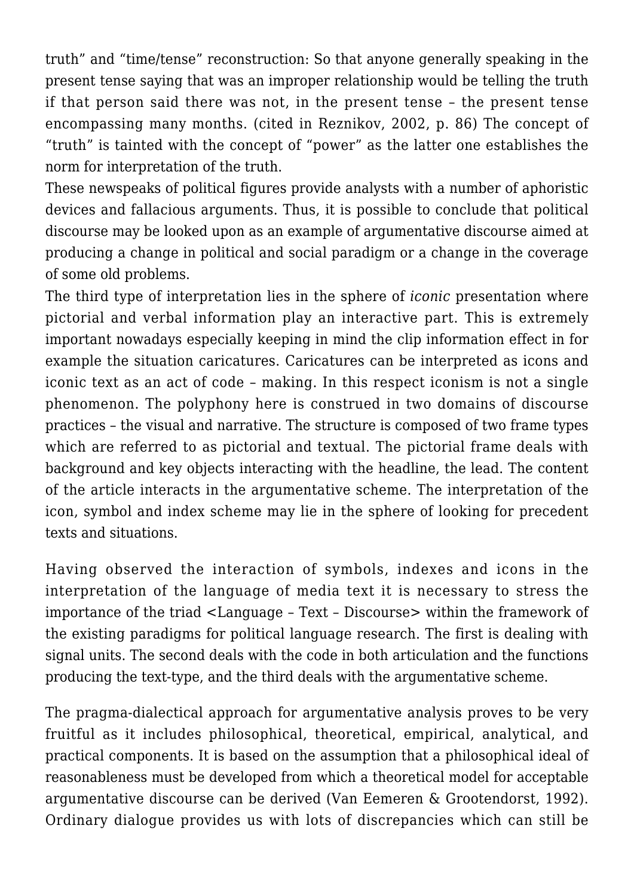truth” and “time/tense” reconstruction: So that anyone generally speaking in the present tense saying that was an improper relationship would be telling the truth if that person said there was not, in the present tense – the present tense encompassing many months. (cited in Reznikov, 2002, p. 86) The concept of “truth” is tainted with the concept of “power” as the latter one establishes the norm for interpretation of the truth.

These newspeaks of political figures provide analysts with a number of aphoristic devices and fallacious arguments. Thus, it is possible to conclude that political discourse may be looked upon as an example of argumentative discourse aimed at producing a change in political and social paradigm or a change in the coverage of some old problems.

The third type of interpretation lies in the sphere of *iconic* presentation where pictorial and verbal information play an interactive part. This is extremely important nowadays especially keeping in mind the clip information effect in for example the situation caricatures. Caricatures can be interpreted as icons and iconic text as an act of code – making. In this respect iconism is not a single phenomenon. The polyphony here is construed in two domains of discourse practices – the visual and narrative. The structure is composed of two frame types which are referred to as pictorial and textual. The pictorial frame deals with background and key objects interacting with the headline, the lead. The content of the article interacts in the argumentative scheme. The interpretation of the icon, symbol and index scheme may lie in the sphere of looking for precedent texts and situations.

Having observed the interaction of symbols, indexes and icons in the interpretation of the language of media text it is necessary to stress the importance of the triad <Language – Text – Discourse> within the framework of the existing paradigms for political language research. The first is dealing with signal units. The second deals with the code in both articulation and the functions producing the text-type, and the third deals with the argumentative scheme.

The pragma-dialectical approach for argumentative analysis proves to be very fruitful as it includes philosophical, theoretical, empirical, analytical, and practical components. It is based on the assumption that a philosophical ideal of reasonableness must be developed from which a theoretical model for acceptable argumentative discourse can be derived (Van Eemeren & Grootendorst, 1992). Ordinary dialogue provides us with lots of discrepancies which can still be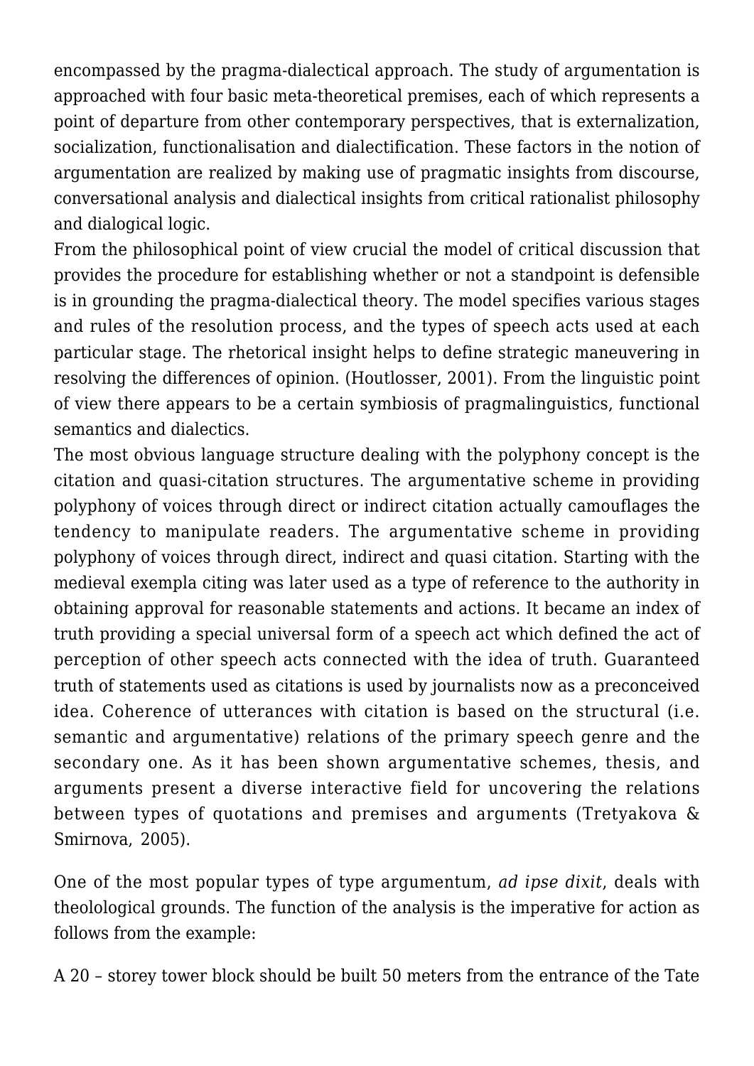encompassed by the pragma-dialectical approach. The study of argumentation is approached with four basic meta-theoretical premises, each of which represents a point of departure from other contemporary perspectives, that is externalization, socialization, functionalisation and dialectification. These factors in the notion of argumentation are realized by making use of pragmatic insights from discourse, conversational analysis and dialectical insights from critical rationalist philosophy and dialogical logic.

From the philosophical point of view crucial the model of critical discussion that provides the procedure for establishing whether or not a standpoint is defensible is in grounding the pragma-dialectical theory. The model specifies various stages and rules of the resolution process, and the types of speech acts used at each particular stage. The rhetorical insight helps to define strategic maneuvering in resolving the differences of opinion. (Houtlosser, 2001). From the linguistic point of view there appears to be a certain symbiosis of pragmalinguistics, functional semantics and dialectics.

The most obvious language structure dealing with the polyphony concept is the citation and quasi-citation structures. The argumentative scheme in providing polyphony of voices through direct or indirect citation actually camouflages the tendency to manipulate readers. The argumentative scheme in providing polyphony of voices through direct, indirect and quasi citation. Starting with the medieval exempla citing was later used as a type of reference to the authority in obtaining approval for reasonable statements and actions. It became an index of truth providing a special universal form of a speech act which defined the act of perception of other speech acts connected with the idea of truth. Guaranteed truth of statements used as citations is used by journalists now as a preconceived idea. Coherence of utterances with citation is based on the structural (i.e. semantic and argumentative) relations of the primary speech genre and the secondary one. As it has been shown argumentative schemes, thesis, and arguments present a diverse interactive field for uncovering the relations between types of quotations and premises and arguments (Tretyakova & Smirnova, 2005).

One of the most popular types of type argumentum, *ad ipse dixit*, deals with theolological grounds. The function of the analysis is the imperative for action as follows from the example:

A 20 – storey tower block should be built 50 meters from the entrance of the Tate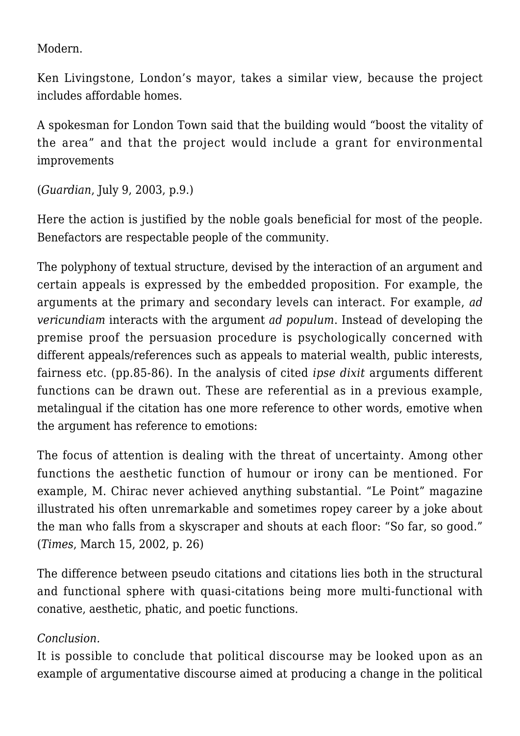Modern.

Ken Livingstone, London’s mayor, takes a similar view, because the project includes affordable homes.

A spokesman for London Town said that the building would “boost the vitality of the area” and that the project would include a grant for environmental improvements

(*Guardian*, July 9, 2003, p.9.)

Here the action is justified by the noble goals beneficial for most of the people. Benefactors are respectable people of the community.

The polyphony of textual structure, devised by the interaction of an argument and certain appeals is expressed by the embedded proposition. For example, the arguments at the primary and secondary levels can interact. For example, *ad vericundiam* interacts with the argument *ad populum*. Instead of developing the premise proof the persuasion procedure is psychologically concerned with different appeals/references such as appeals to material wealth, public interests, fairness etc. (pp.85-86). In the analysis of cited *ipse dixit* arguments different functions can be drawn out. These are referential as in a previous example, metalingual if the citation has one more reference to other words, emotive when the argument has reference to emotions:

The focus of attention is dealing with the threat of uncertainty. Among other functions the aesthetic function of humour or irony can be mentioned. For example, M. Chirac never achieved anything substantial. “Le Point” magazine illustrated his often unremarkable and sometimes ropey career by a joke about the man who falls from a skyscraper and shouts at each floor: “So far, so good.” (*Times*, March 15, 2002, p. 26)

The difference between pseudo citations and citations lies both in the structural and functional sphere with quasi-citations being more multi-functional with conative, aesthetic, phatic, and poetic functions.

*Conclusion.*

It is possible to conclude that political discourse may be looked upon as an example of argumentative discourse aimed at producing a change in the political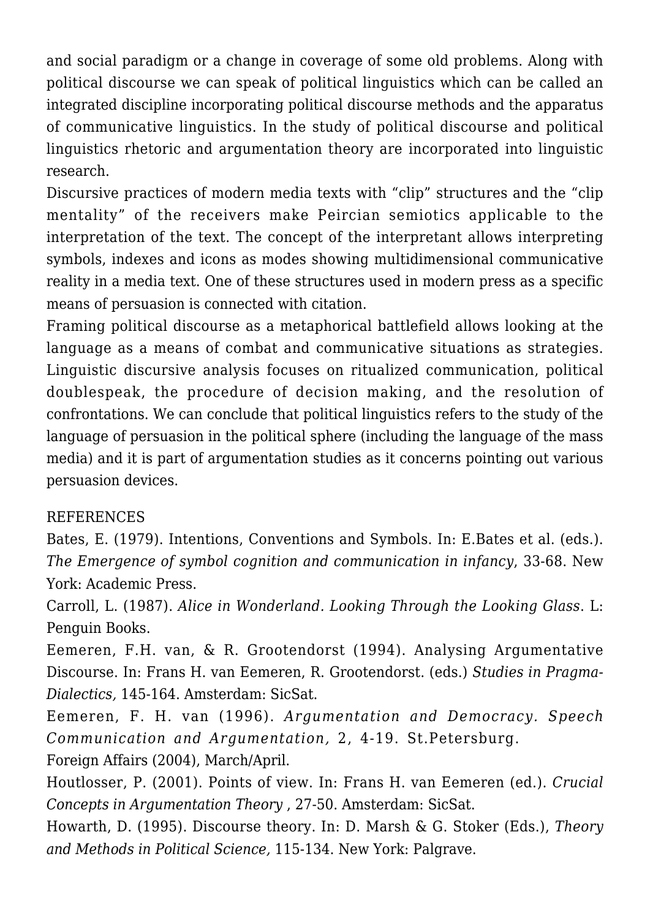and social paradigm or a change in coverage of some old problems. Along with political discourse we can speak of political linguistics which can be called an integrated discipline incorporating political discourse methods and the apparatus of communicative linguistics. In the study of political discourse and political linguistics rhetoric and argumentation theory are incorporated into linguistic research.

Discursive practices of modern media texts with "clip" structures and the "clip mentality" of the receivers make Peircian semiotics applicable to the interpretation of the text. The concept of the interpretant allows interpreting symbols, indexes and icons as modes showing multidimensional communicative reality in a media text. One of these structures used in modern press as a specific means of persuasion is connected with citation.

Framing political discourse as a metaphorical battlefield allows looking at the language as a means of combat and communicative situations as strategies. Linguistic discursive analysis focuses on ritualized communication, political doublespeak, the procedure of decision making, and the resolution of confrontations. We can conclude that political linguistics refers to the study of the language of persuasion in the political sphere (including the language of the mass media) and it is part of argumentation studies as it concerns pointing out various persuasion devices.

REFERENCES

Bates, E. (1979). Intentions, Conventions and Symbols. In: E.Bates et al. (eds.). *The Emergence of symbol cognition and communication in infancy*, 33-68. New York: Academic Press.

Carroll, L. (1987). *Alice in Wonderland. Looking Through the Looking Glass*. L: Penguin Books.

Eemeren, F.H. van, & R. Grootendorst (1994). Analysing Argumentative Discourse. In: Frans H. van Eemeren, R. Grootendorst. (eds.) *Studies in Pragma-Dialectics,* 145-164. Amsterdam: SicSat.

Eemeren, F. H. van (1996). *Argumentation and Democracy. Speech Communication and Argumentation,* 2, 4-19. St.Petersburg.

Foreign Affairs (2004), March/April.

Houtlosser, P. (2001). Points of view. In: Frans H. van Eemeren (ed.). *Crucial Concepts in Argumentation Theory* , 27-50. Amsterdam: SicSat.

Howarth, D. (1995). Discourse theory. In: D. Marsh & G. Stoker (Eds.), *Theory and Methods in Political Science,* 115-134. New York: Palgrave.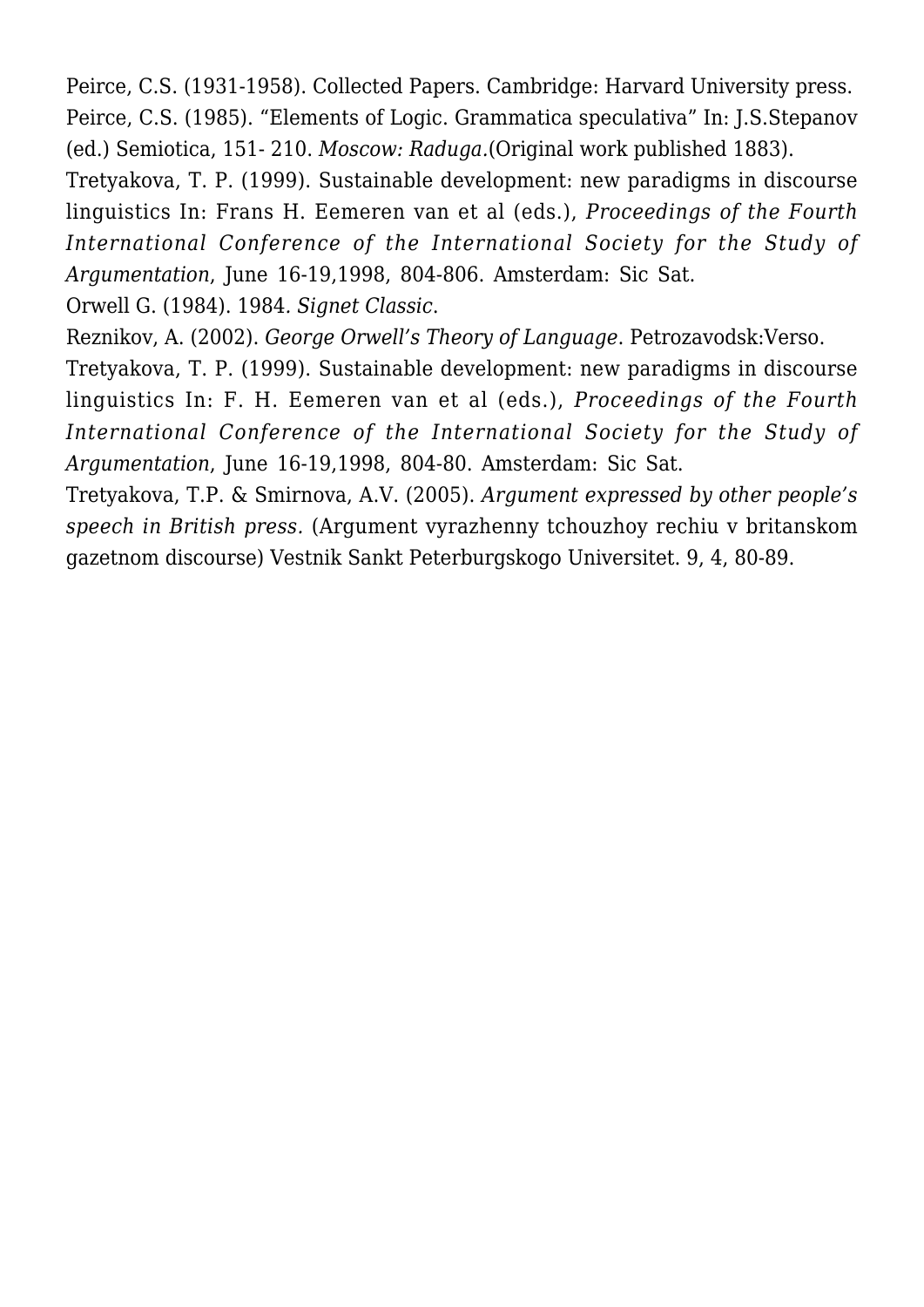Peirce, C.S. (1931-1958). Collected Papers. Cambridge: Harvard University press.

Peirce, C.S. (1985). "Elements of Logic. Grammatica speculativa" In: J.S.Stepanov (ed.) Semiotica, 151- 210. *Moscow: Raduga.*(Original work published 1883).

Tretyakova, T. P. (1999). Sustainable development: new paradigms in discourse linguistics In: Frans H. Eemeren van et al (eds.), *Proceedings of the Fourth International Conference of the International Society for the Study of Argumentation*, June 16-19,1998, 804-806. Amsterdam: Sic Sat.

Orwell G. (1984). 1984*. Signet Classic*.

Reznikov, A. (2002). *George Orwell's Theory of Language*. Petrozavodsk:Verso.

Tretyakova, T. P. (1999). Sustainable development: new paradigms in discourse linguistics In: F. H. Eemeren van et al (eds.), *Proceedings of the Fourth International Conference of the International Society for the Study of Argumentation*, June 16-19,1998, 804-80. Amsterdam: Sic Sat.

Tretyakova, T.P. & Smirnova, A.V. (2005). *Argument expressed by other people's speech in British press.* (Argument vyrazhenny tchouzhoy rechiu v britanskom gazetnom discourse) Vestnik Sankt Peterburgskogo Universitet. 9, 4, 80-89.